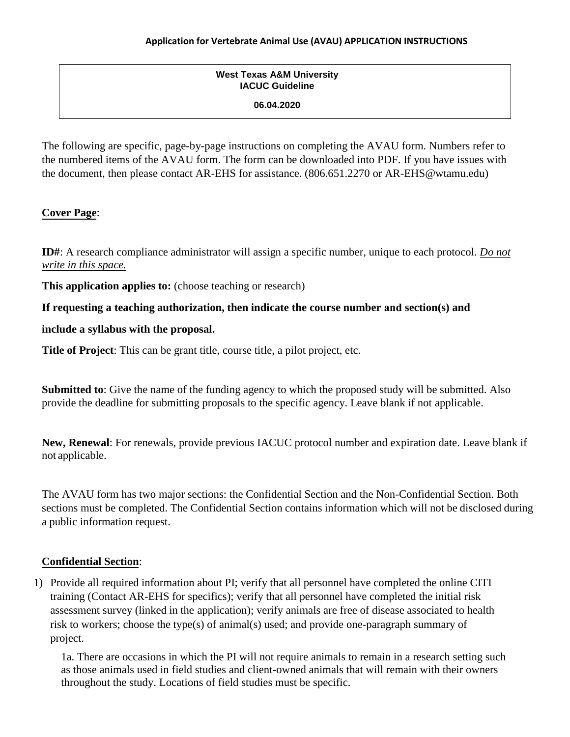**Application for Vertebrate Animal Use (AVAU) APPLICATION INSTRUCTIONS**

**West Texas A&M University**
**IACUC Guideline**

**06.04.2020**

The following are specific, page-by-page instructions on completing the AVAU form. Numbers refer to the numbered items of the AVAU form. The form can be downloaded into PDF. If you have issues with the document, then please contact AR-EHS for assistance. (806.651.2270 or AR-EHS@wtamu.edu)

## Cover Page:

**ID#**: A research compliance administrator will assign a specific number, unique to each protocol. *Do not write in this space.*

**This application applies to:** (choose teaching or research)

**If requesting a teaching authorization, then indicate the course number and section(s) and include a syllabus with the proposal.**

**Title of Project**: This can be grant title, course title, a pilot project, etc.

**Submitted to**: Give the name of the funding agency to which the proposed study will be submitted. Also provide the deadline for submitting proposals to the specific agency. Leave blank if not applicable.

**New, Renewal**: For renewals, provide previous IACUC protocol number and expiration date. Leave blank if not applicable.

The AVAU form has two major sections: the Confidential Section and the Non-Confidential Section. Both sections must be completed. The Confidential Section contains information which will not be disclosed during a public information request.

## Confidential Section:

1) Provide all required information about PI; verify that all personnel have completed the online CITI training (Contact AR-EHS for specifics); verify that all personnel have completed the initial risk assessment survey (linked in the application); verify animals are free of disease associated to health risk to workers; choose the type(s) of animal(s) used; and provide one-paragraph summary of project.

   1a. There are occasions in which the PI will not require animals to remain in a research setting such as those animals used in field studies and client-owned animals that will remain with their owners throughout the study. Locations of field studies must be specific.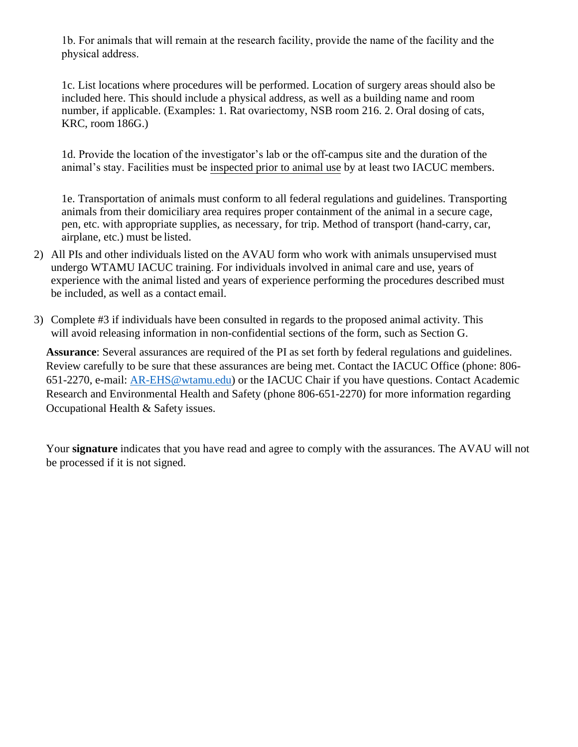1b. For animals that will remain at the research facility, provide the name of the facility and the physical address.

1c. List locations where procedures will be performed. Location of surgery areas should also be included here. This should include a physical address, as well as a building name and room number, if applicable. (Examples: 1. Rat ovariectomy, NSB room 216. 2. Oral dosing of cats, KRC, room 186G.)

1d. Provide the location of the investigator's lab or the off-campus site and the duration of the animal's stay. Facilities must be inspected prior to animal use by at least two IACUC members.

1e. Transportation of animals must conform to all federal regulations and guidelines. Transporting animals from their domiciliary area requires proper containment of the animal in a secure cage, pen, etc. with appropriate supplies, as necessary, for trip. Method of transport (hand-carry, car, airplane, etc.) must be listed.

2) All PIs and other individuals listed on the AVAU form who work with animals unsupervised must undergo WTAMU IACUC training. For individuals involved in animal care and use, years of experience with the animal listed and years of experience performing the procedures described must be included, as well as a contact email.

3) Complete #3 if individuals have been consulted in regards to the proposed animal activity. This will avoid releasing information in non-confidential sections of the form, such as Section G.

**Assurance**: Several assurances are required of the PI as set forth by federal regulations and guidelines. Review carefully to be sure that these assurances are being met. Contact the IACUC Office (phone: 806-651-2270, e-mail: AR-EHS@wtamu.edu) or the IACUC Chair if you have questions. Contact Academic Research and Environmental Health and Safety (phone 806-651-2270) for more information regarding Occupational Health & Safety issues.

Your **signature** indicates that you have read and agree to comply with the assurances. The AVAU will not be processed if it is not signed.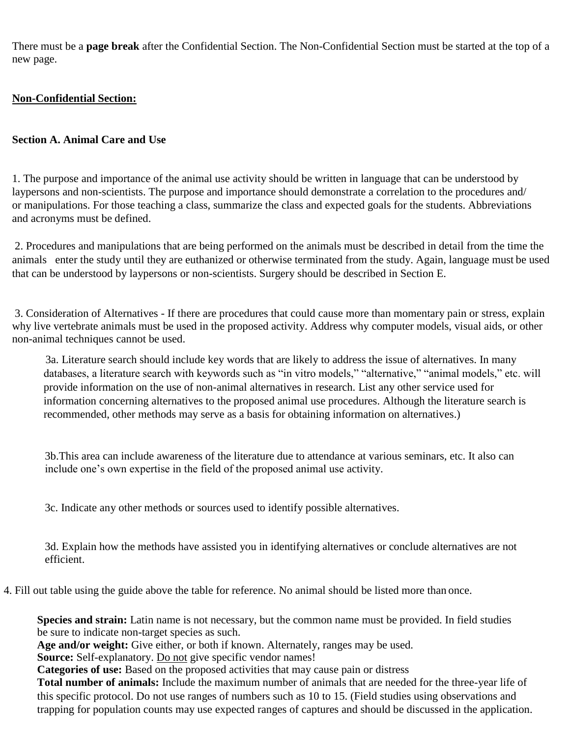There must be a **page break** after the Confidential Section. The Non-Confidential Section must be started at the top of a new page.

**<u>Non-Confidential Section:</u>**

**Section A. Animal Care and Use**

1. The purpose and importance of the animal use activity should be written in language that can be understood by laypersons and non-scientists. The purpose and importance should demonstrate a correlation to the procedures and/ or manipulations. For those teaching a class, summarize the class and expected goals for the students. Abbreviations and acronyms must be defined.

2. Procedures and manipulations that are being performed on the animals must be described in detail from the time the animals enter the study until they are euthanized or otherwise terminated from the study. Again, language must be used that can be understood by laypersons or non-scientists. Surgery should be described in Section E.

3. Consideration of Alternatives - If there are procedures that could cause more than momentary pain or stress, explain why live vertebrate animals must be used in the proposed activity. Address why computer models, visual aids, or other non-animal techniques cannot be used.

   3a. Literature search should include key words that are likely to address the issue of alternatives. In many databases, a literature search with keywords such as "in vitro models," "alternative," "animal models," etc. will provide information on the use of non-animal alternatives in research. List any other service used for information concerning alternatives to the proposed animal use procedures. Although the literature search is recommended, other methods may serve as a basis for obtaining information on alternatives.)

   3b.This area can include awareness of the literature due to attendance at various seminars, etc. It also can include one's own expertise in the field of the proposed animal use activity.

   3c. Indicate any other methods or sources used to identify possible alternatives.

   3d. Explain how the methods have assisted you in identifying alternatives or conclude alternatives are not efficient.

4. Fill out table using the guide above the table for reference. No animal should be listed more than once.

   **Species and strain:** Latin name is not necessary, but the common name must be provided. In field studies be sure to indicate non-target species as such.
   **Age and/or weight:** Give either, or both if known. Alternately, ranges may be used.
   **Source:** Self-explanatory. <u>Do not</u> give specific vendor names!
   **Categories of use:** Based on the proposed activities that may cause pain or distress
   **Total number of animals:** Include the maximum number of animals that are needed for the three-year life of this specific protocol. Do not use ranges of numbers such as 10 to 15. (Field studies using observations and trapping for population counts may use expected ranges of captures and should be discussed in the application.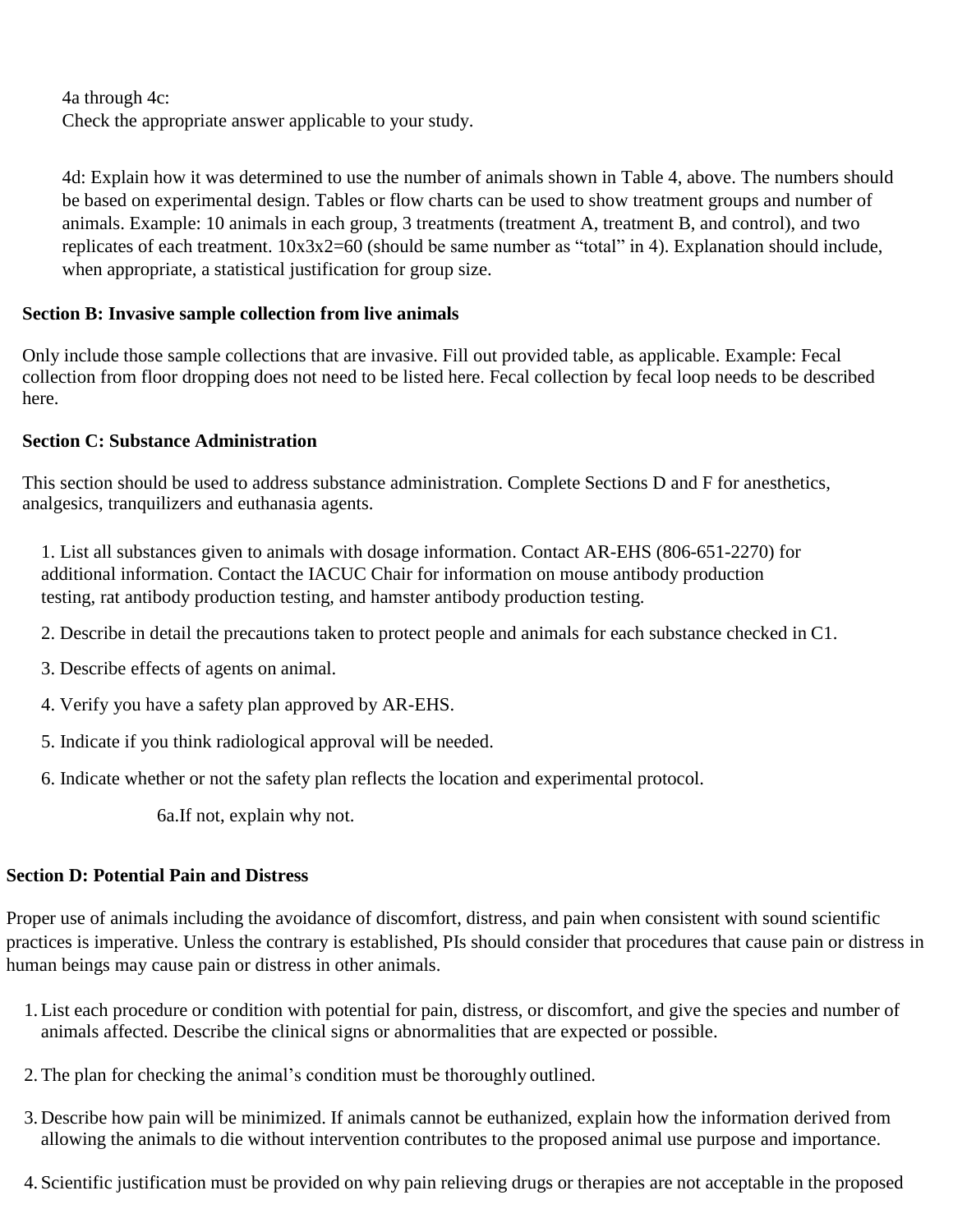4a through 4c:
Check the appropriate answer applicable to your study.

4d: Explain how it was determined to use the number of animals shown in Table 4, above. The numbers should be based on experimental design. Tables or flow charts can be used to show treatment groups and number of animals. Example: 10 animals in each group, 3 treatments (treatment A, treatment B, and control), and two replicates of each treatment. 10x3x2=60 (should be same number as "total" in 4). Explanation should include, when appropriate, a statistical justification for group size.

**Section B: Invasive sample collection from live animals**

Only include those sample collections that are invasive. Fill out provided table, as applicable. Example: Fecal collection from floor dropping does not need to be listed here. Fecal collection by fecal loop needs to be described here.

**Section C: Substance Administration**

This section should be used to address substance administration. Complete Sections D and F for anesthetics, analgesics, tranquilizers and euthanasia agents.

1. List all substances given to animals with dosage information. Contact AR-EHS (806-651-2270) for additional information. Contact the IACUC Chair for information on mouse antibody production testing, rat antibody production testing, and hamster antibody production testing.
2. Describe in detail the precautions taken to protect people and animals for each substance checked in C1.
3. Describe effects of agents on animal.
4. Verify you have a safety plan approved by AR-EHS.
5. Indicate if you think radiological approval will be needed.
6. Indicate whether or not the safety plan reflects the location and experimental protocol.

   6a.If not, explain why not.

**Section D: Potential Pain and Distress**

Proper use of animals including the avoidance of discomfort, distress, and pain when consistent with sound scientific practices is imperative. Unless the contrary is established, PIs should consider that procedures that cause pain or distress in human beings may cause pain or distress in other animals.

1. List each procedure or condition with potential for pain, distress, or discomfort, and give the species and number of animals affected. Describe the clinical signs or abnormalities that are expected or possible.
2. The plan for checking the animal's condition must be thoroughly outlined.
3. Describe how pain will be minimized. If animals cannot be euthanized, explain how the information derived from allowing the animals to die without intervention contributes to the proposed animal use purpose and importance.
4. Scientific justification must be provided on why pain relieving drugs or therapies are not acceptable in the proposed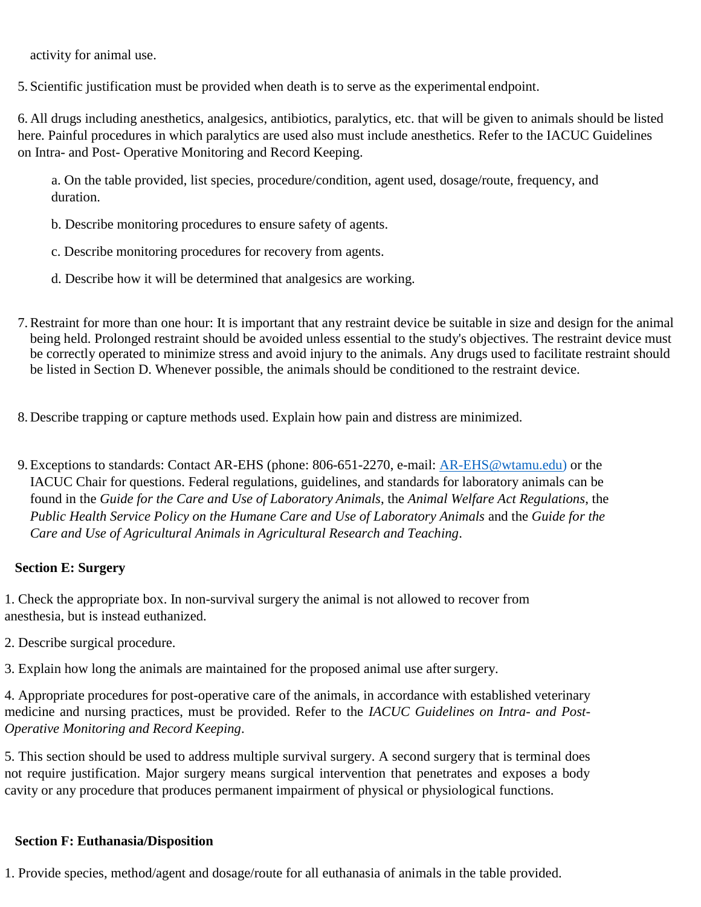activity for animal use.

5. Scientific justification must be provided when death is to serve as the experimental endpoint.

6. All drugs including anesthetics, analgesics, antibiotics, paralytics, etc. that will be given to animals should be listed here. Painful procedures in which paralytics are used also must include anesthetics. Refer to the IACUC Guidelines on Intra- and Post- Operative Monitoring and Record Keeping.

   a. On the table provided, list species, procedure/condition, agent used, dosage/route, frequency, and duration.

   b. Describe monitoring procedures to ensure safety of agents.

   c. Describe monitoring procedures for recovery from agents.

   d. Describe how it will be determined that analgesics are working.

7. Restraint for more than one hour: It is important that any restraint device be suitable in size and design for the animal being held. Prolonged restraint should be avoided unless essential to the study's objectives. The restraint device must be correctly operated to minimize stress and avoid injury to the animals. Any drugs used to facilitate restraint should be listed in Section D. Whenever possible, the animals should be conditioned to the restraint device.

8. Describe trapping or capture methods used. Explain how pain and distress are minimized.

9. Exceptions to standards: Contact AR-EHS (phone: 806-651-2270, e-mail: AR-EHS@wtamu.edu) or the IACUC Chair for questions. Federal regulations, guidelines, and standards for laboratory animals can be found in the *Guide for the Care and Use of Laboratory Animals*, the *Animal Welfare Act Regulations*, the *Public Health Service Policy on the Humane Care and Use of Laboratory Animals* and the *Guide for the Care and Use of Agricultural Animals in Agricultural Research and Teaching*.

**Section E: Surgery**

1. Check the appropriate box. In non-survival surgery the animal is not allowed to recover from anesthesia, but is instead euthanized.

2. Describe surgical procedure.

3. Explain how long the animals are maintained for the proposed animal use after surgery.

4. Appropriate procedures for post-operative care of the animals, in accordance with established veterinary medicine and nursing practices, must be provided. Refer to the *IACUC Guidelines on Intra- and Post-Operative Monitoring and Record Keeping*.

5. This section should be used to address multiple survival surgery. A second surgery that is terminal does not require justification. Major surgery means surgical intervention that penetrates and exposes a body cavity or any procedure that produces permanent impairment of physical or physiological functions.

**Section F: Euthanasia/Disposition**

1. Provide species, method/agent and dosage/route for all euthanasia of animals in the table provided.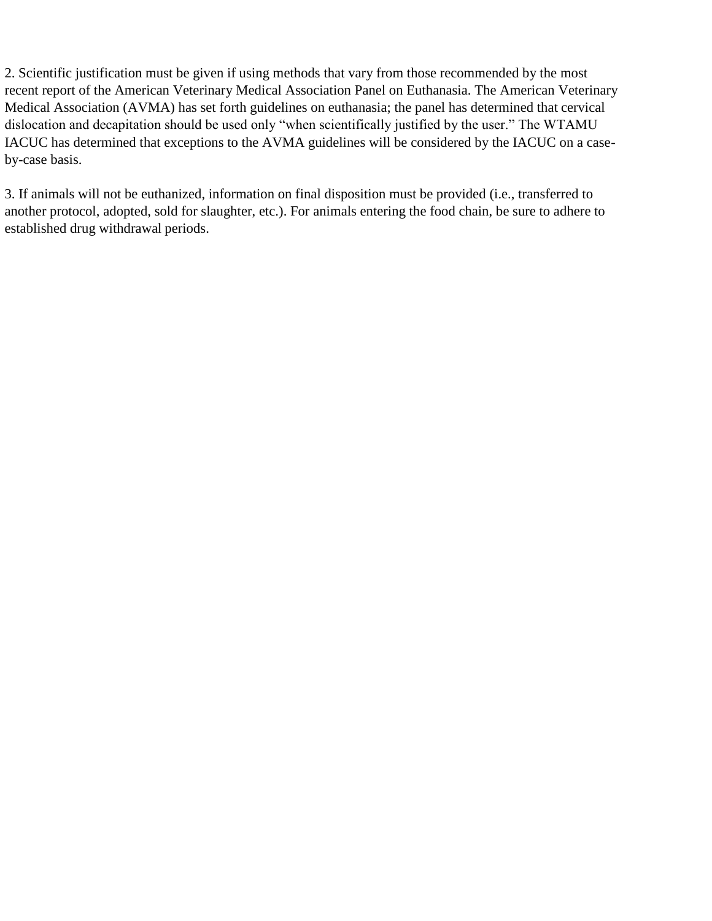2. Scientific justification must be given if using methods that vary from those recommended by the most recent report of the American Veterinary Medical Association Panel on Euthanasia. The American Veterinary Medical Association (AVMA) has set forth guidelines on euthanasia; the panel has determined that cervical dislocation and decapitation should be used only "when scientifically justified by the user." The WTAMU IACUC has determined that exceptions to the AVMA guidelines will be considered by the IACUC on a case-by-case basis.

3. If animals will not be euthanized, information on final disposition must be provided (i.e., transferred to another protocol, adopted, sold for slaughter, etc.). For animals entering the food chain, be sure to adhere to established drug withdrawal periods.